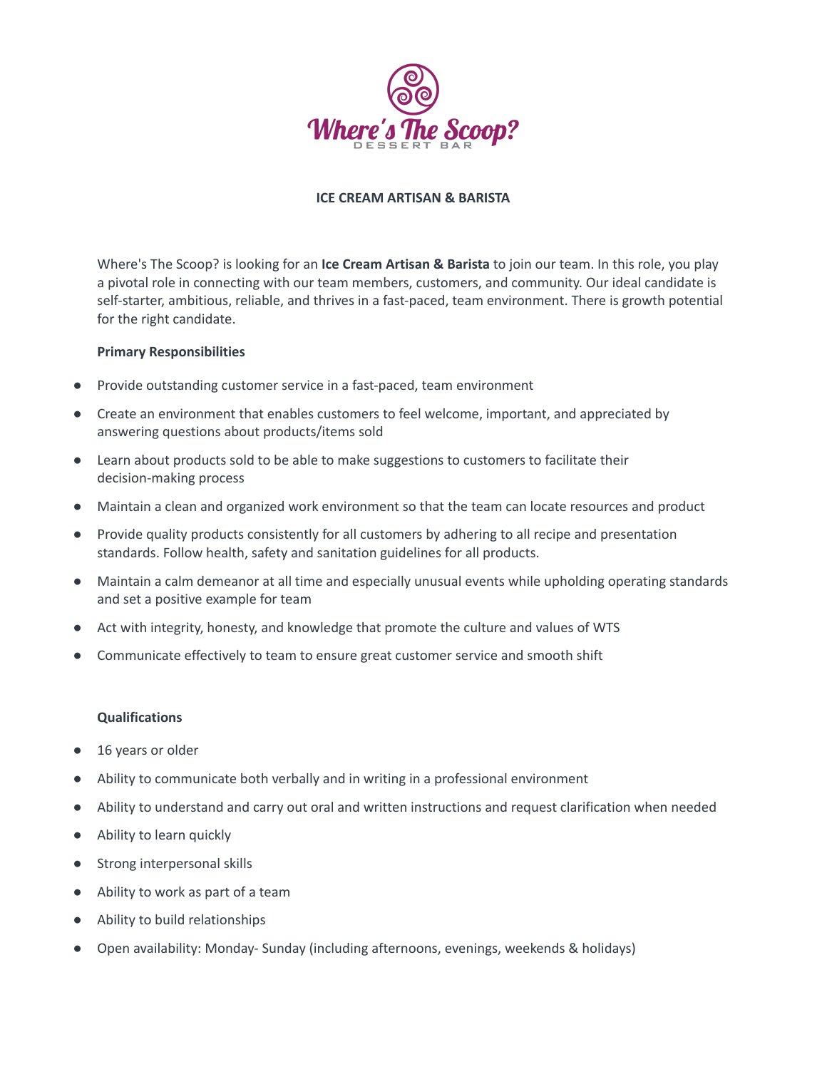# Where's The Scoop?

DESSERT BAR

## ICE CREAM ARTISAN & BARISTA

Where's The Scoop? is looking for an **Ice Cream Artisan & Barista** to join our team. In this role, you play a pivotal role in connecting with our team members, customers, and community. Our ideal candidate is self-starter, ambitious, reliable, and thrives in a fast-paced, team environment. There is growth potential for the right candidate.

**Primary Responsibilities**

- Provide outstanding customer service in a fast-paced, team environment
- Create an environment that enables customers to feel welcome, important, and appreciated by answering questions about products/items sold
- Learn about products sold to be able to make suggestions to customers to facilitate their decision-making process
- Maintain a clean and organized work environment so that the team can locate resources and product
- Provide quality products consistently for all customers by adhering to all recipe and presentation standards. Follow health, safety and sanitation guidelines for all products.
- Maintain a calm demeanor at all time and especially unusual events while upholding operating standards and set a positive example for team
- Act with integrity, honesty, and knowledge that promote the culture and values of WTS
- Communicate effectively to team to ensure great customer service and smooth shift

**Qualifications**

- 16 years or older
- Ability to communicate both verbally and in writing in a professional environment
- Ability to understand and carry out oral and written instructions and request clarification when needed
- Ability to learn quickly
- Strong interpersonal skills
- Ability to work as part of a team
- Ability to build relationships
- Open availability: Monday- Sunday (including afternoons, evenings, weekends & holidays)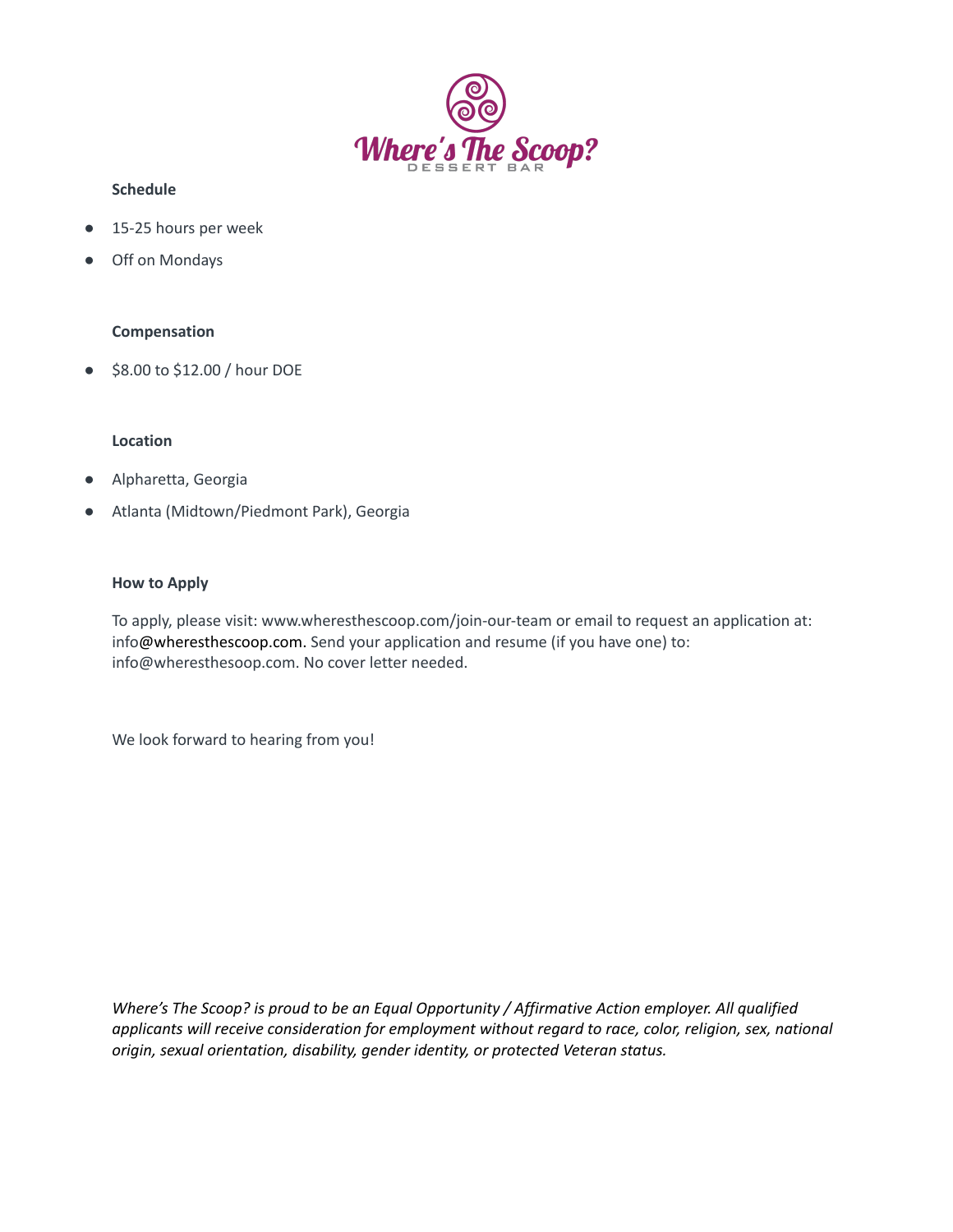**Schedule**

- 15-25 hours per week
- Off on Mondays

**Compensation**

- $8.00 to $12.00 / hour DOE

**Location**

- Alpharetta, Georgia
- Atlanta (Midtown/Piedmont Park), Georgia

**How to Apply**

To apply, please visit: www.wheresthescoop.com/join-our-team or email to request an application at: info@wheresthescoop.com. Send your application and resume (if you have one) to: info@wheresthesoop.com. No cover letter needed.

We look forward to hearing from you!

*Where's The Scoop? is proud to be an Equal Opportunity / Affirmative Action employer. All qualified applicants will receive consideration for employment without regard to race, color, religion, sex, national origin, sexual orientation, disability, gender identity, or protected Veteran status.*